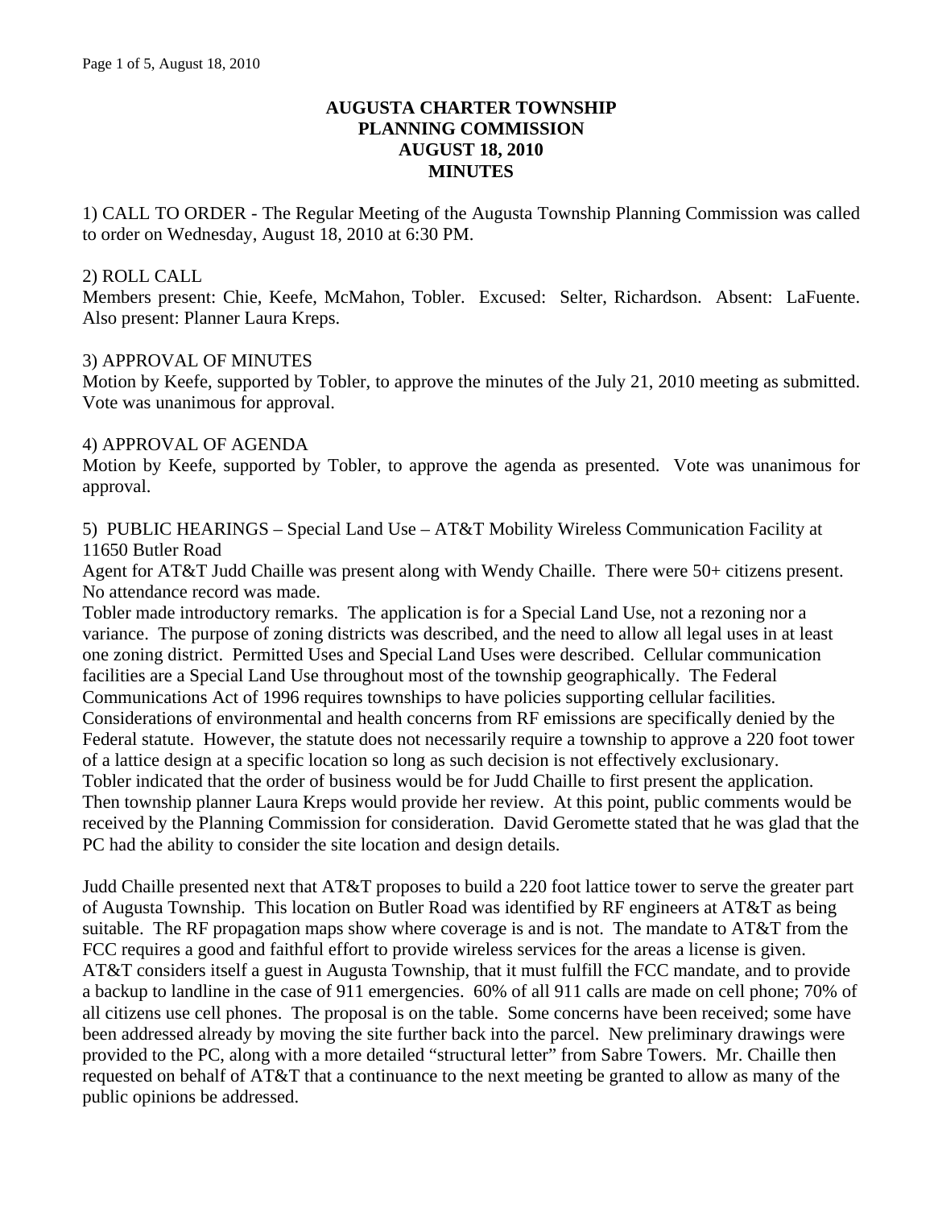# AUGUSTA CHARTER TOWNSHIP
# PLANNING COMMISSION
# AUGUST 18, 2010
# MINUTES

1) CALL TO ORDER - The Regular Meeting of the Augusta Township Planning Commission was called to order on Wednesday, August 18, 2010 at 6:30 PM.

2) ROLL CALL
Members present: Chie, Keefe, McMahon, Tobler. Excused: Selter, Richardson. Absent: LaFuente. Also present: Planner Laura Kreps.

3) APPROVAL OF MINUTES
Motion by Keefe, supported by Tobler, to approve the minutes of the July 21, 2010 meeting as submitted. Vote was unanimous for approval.

4) APPROVAL OF AGENDA
Motion by Keefe, supported by Tobler, to approve the agenda as presented. Vote was unanimous for approval.

5) PUBLIC HEARINGS – Special Land Use – AT&T Mobility Wireless Communication Facility at 11650 Butler Road
Agent for AT&T Judd Chaille was present along with Wendy Chaille. There were 50+ citizens present. No attendance record was made.
Tobler made introductory remarks. The application is for a Special Land Use, not a rezoning nor a variance. The purpose of zoning districts was described, and the need to allow all legal uses in at least one zoning district. Permitted Uses and Special Land Uses were described. Cellular communication facilities are a Special Land Use throughout most of the township geographically. The Federal Communications Act of 1996 requires townships to have policies supporting cellular facilities. Considerations of environmental and health concerns from RF emissions are specifically denied by the Federal statute. However, the statute does not necessarily require a township to approve a 220 foot tower of a lattice design at a specific location so long as such decision is not effectively exclusionary.
Tobler indicated that the order of business would be for Judd Chaille to first present the application. Then township planner Laura Kreps would provide her review. At this point, public comments would be received by the Planning Commission for consideration. David Geromette stated that he was glad that the PC had the ability to consider the site location and design details.

Judd Chaille presented next that AT&T proposes to build a 220 foot lattice tower to serve the greater part of Augusta Township. This location on Butler Road was identified by RF engineers at AT&T as being suitable. The RF propagation maps show where coverage is and is not. The mandate to AT&T from the FCC requires a good and faithful effort to provide wireless services for the areas a license is given. AT&T considers itself a guest in Augusta Township, that it must fulfill the FCC mandate, and to provide a backup to landline in the case of 911 emergencies. 60% of all 911 calls are made on cell phone; 70% of all citizens use cell phones. The proposal is on the table. Some concerns have been received; some have been addressed already by moving the site further back into the parcel. New preliminary drawings were provided to the PC, along with a more detailed "structural letter" from Sabre Towers. Mr. Chaille then requested on behalf of AT&T that a continuance to the next meeting be granted to allow as many of the public opinions be addressed.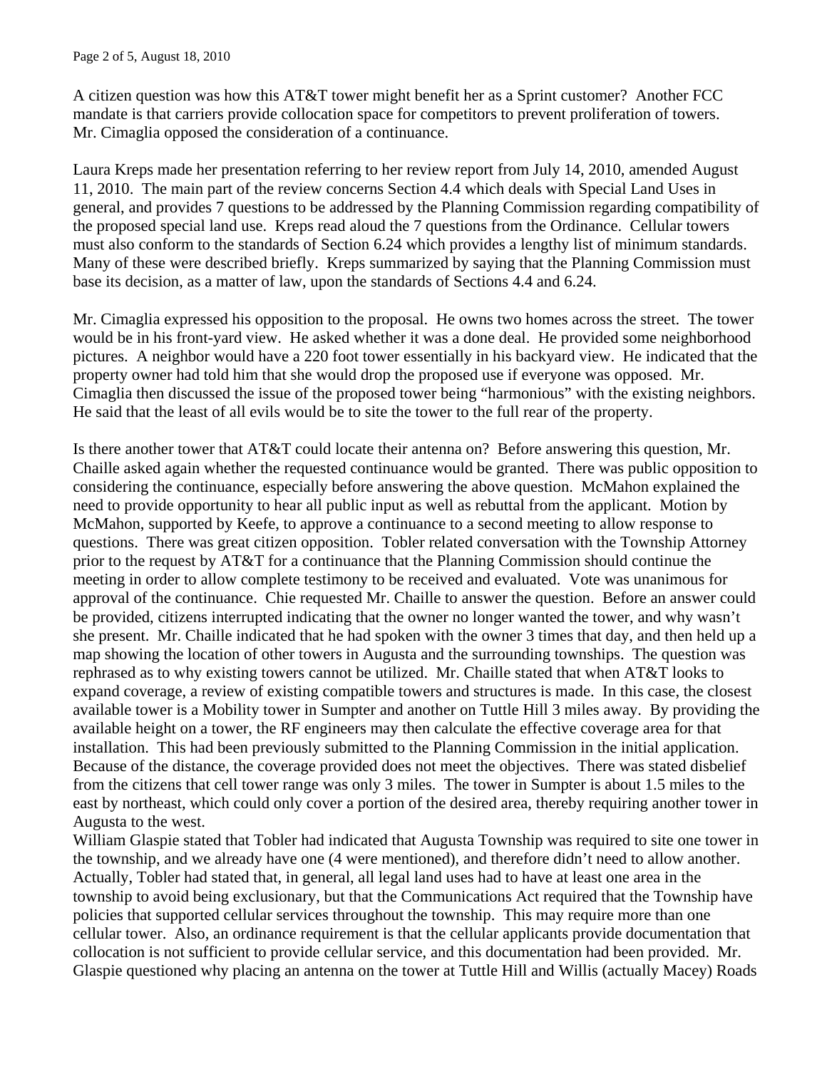A citizen question was how this AT&T tower might benefit her as a Sprint customer? Another FCC mandate is that carriers provide collocation space for competitors to prevent proliferation of towers. Mr. Cimaglia opposed the consideration of a continuance.

Laura Kreps made her presentation referring to her review report from July 14, 2010, amended August 11, 2010. The main part of the review concerns Section 4.4 which deals with Special Land Uses in general, and provides 7 questions to be addressed by the Planning Commission regarding compatibility of the proposed special land use. Kreps read aloud the 7 questions from the Ordinance. Cellular towers must also conform to the standards of Section 6.24 which provides a lengthy list of minimum standards. Many of these were described briefly. Kreps summarized by saying that the Planning Commission must base its decision, as a matter of law, upon the standards of Sections 4.4 and 6.24.

Mr. Cimaglia expressed his opposition to the proposal. He owns two homes across the street. The tower would be in his front-yard view. He asked whether it was a done deal. He provided some neighborhood pictures. A neighbor would have a 220 foot tower essentially in his backyard view. He indicated that the property owner had told him that she would drop the proposed use if everyone was opposed. Mr. Cimaglia then discussed the issue of the proposed tower being "harmonious" with the existing neighbors. He said that the least of all evils would be to site the tower to the full rear of the property.

Is there another tower that AT&T could locate their antenna on? Before answering this question, Mr. Chaille asked again whether the requested continuance would be granted. There was public opposition to considering the continuance, especially before answering the above question. McMahon explained the need to provide opportunity to hear all public input as well as rebuttal from the applicant. Motion by McMahon, supported by Keefe, to approve a continuance to a second meeting to allow response to questions. There was great citizen opposition. Tobler related conversation with the Township Attorney prior to the request by AT&T for a continuance that the Planning Commission should continue the meeting in order to allow complete testimony to be received and evaluated. Vote was unanimous for approval of the continuance. Chie requested Mr. Chaille to answer the question. Before an answer could be provided, citizens interrupted indicating that the owner no longer wanted the tower, and why wasn't she present. Mr. Chaille indicated that he had spoken with the owner 3 times that day, and then held up a map showing the location of other towers in Augusta and the surrounding townships. The question was rephrased as to why existing towers cannot be utilized. Mr. Chaille stated that when AT&T looks to expand coverage, a review of existing compatible towers and structures is made. In this case, the closest available tower is a Mobility tower in Sumpter and another on Tuttle Hill 3 miles away. By providing the available height on a tower, the RF engineers may then calculate the effective coverage area for that installation. This had been previously submitted to the Planning Commission in the initial application. Because of the distance, the coverage provided does not meet the objectives. There was stated disbelief from the citizens that cell tower range was only 3 miles. The tower in Sumpter is about 1.5 miles to the east by northeast, which could only cover a portion of the desired area, thereby requiring another tower in Augusta to the west.

William Glaspie stated that Tobler had indicated that Augusta Township was required to site one tower in the township, and we already have one (4 were mentioned), and therefore didn't need to allow another. Actually, Tobler had stated that, in general, all legal land uses had to have at least one area in the township to avoid being exclusionary, but that the Communications Act required that the Township have policies that supported cellular services throughout the township. This may require more than one cellular tower. Also, an ordinance requirement is that the cellular applicants provide documentation that collocation is not sufficient to provide cellular service, and this documentation had been provided. Mr. Glaspie questioned why placing an antenna on the tower at Tuttle Hill and Willis (actually Macey) Roads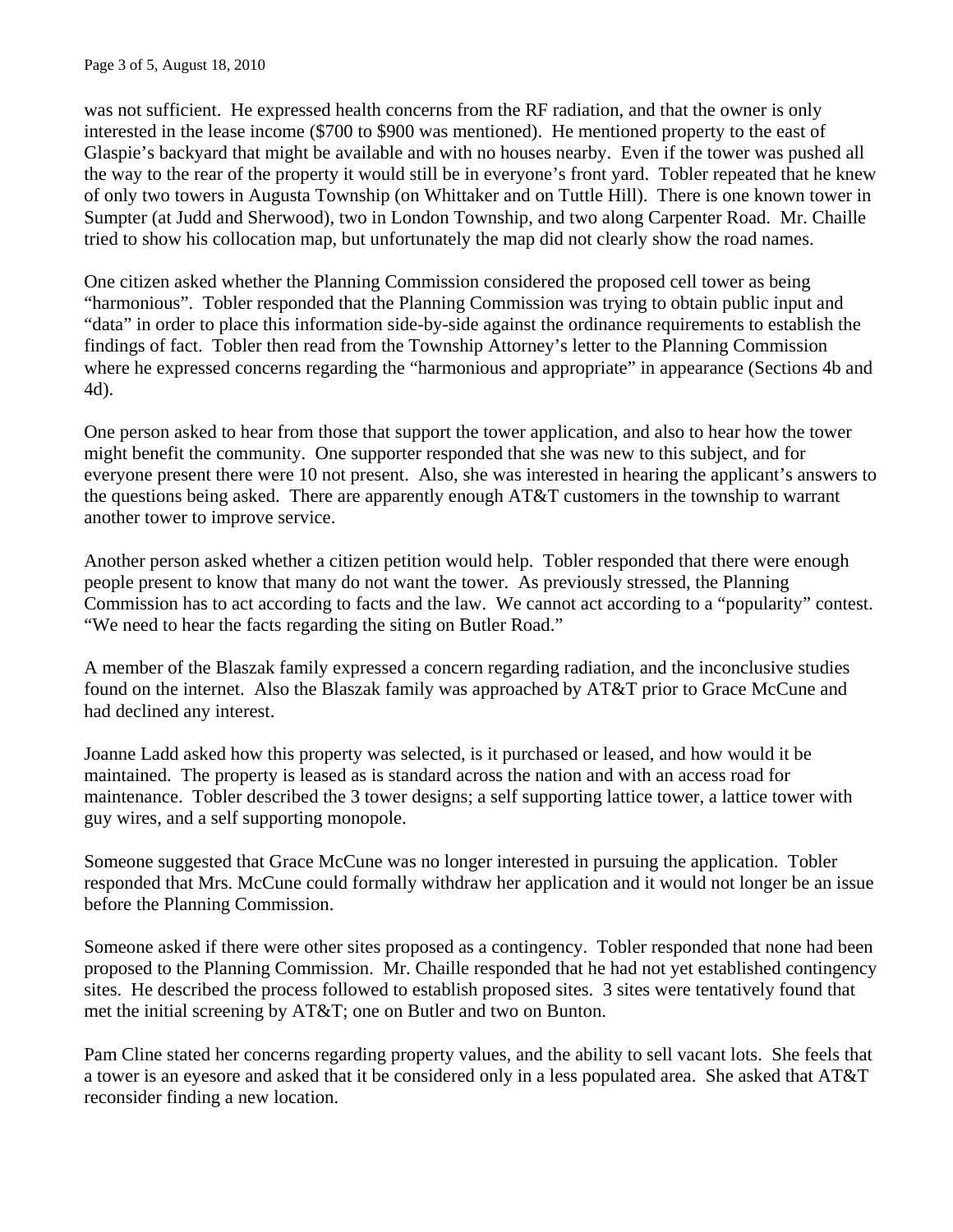was not sufficient. He expressed health concerns from the RF radiation, and that the owner is only interested in the lease income ($700 to $900 was mentioned). He mentioned property to the east of Glaspie's backyard that might be available and with no houses nearby. Even if the tower was pushed all the way to the rear of the property it would still be in everyone's front yard. Tobler repeated that he knew of only two towers in Augusta Township (on Whittaker and on Tuttle Hill). There is one known tower in Sumpter (at Judd and Sherwood), two in London Township, and two along Carpenter Road. Mr. Chaille tried to show his collocation map, but unfortunately the map did not clearly show the road names.

One citizen asked whether the Planning Commission considered the proposed cell tower as being "harmonious". Tobler responded that the Planning Commission was trying to obtain public input and "data" in order to place this information side-by-side against the ordinance requirements to establish the findings of fact. Tobler then read from the Township Attorney's letter to the Planning Commission where he expressed concerns regarding the "harmonious and appropriate" in appearance (Sections 4b and 4d).

One person asked to hear from those that support the tower application, and also to hear how the tower might benefit the community. One supporter responded that she was new to this subject, and for everyone present there were 10 not present. Also, she was interested in hearing the applicant's answers to the questions being asked. There are apparently enough AT&T customers in the township to warrant another tower to improve service.

Another person asked whether a citizen petition would help. Tobler responded that there were enough people present to know that many do not want the tower. As previously stressed, the Planning Commission has to act according to facts and the law. We cannot act according to a "popularity" contest. "We need to hear the facts regarding the siting on Butler Road."

A member of the Blaszak family expressed a concern regarding radiation, and the inconclusive studies found on the internet. Also the Blaszak family was approached by AT&T prior to Grace McCune and had declined any interest.

Joanne Ladd asked how this property was selected, is it purchased or leased, and how would it be maintained. The property is leased as is standard across the nation and with an access road for maintenance. Tobler described the 3 tower designs; a self supporting lattice tower, a lattice tower with guy wires, and a self supporting monopole.

Someone suggested that Grace McCune was no longer interested in pursuing the application. Tobler responded that Mrs. McCune could formally withdraw her application and it would not longer be an issue before the Planning Commission.

Someone asked if there were other sites proposed as a contingency. Tobler responded that none had been proposed to the Planning Commission. Mr. Chaille responded that he had not yet established contingency sites. He described the process followed to establish proposed sites. 3 sites were tentatively found that met the initial screening by AT&T; one on Butler and two on Bunton.

Pam Cline stated her concerns regarding property values, and the ability to sell vacant lots. She feels that a tower is an eyesore and asked that it be considered only in a less populated area. She asked that AT&T reconsider finding a new location.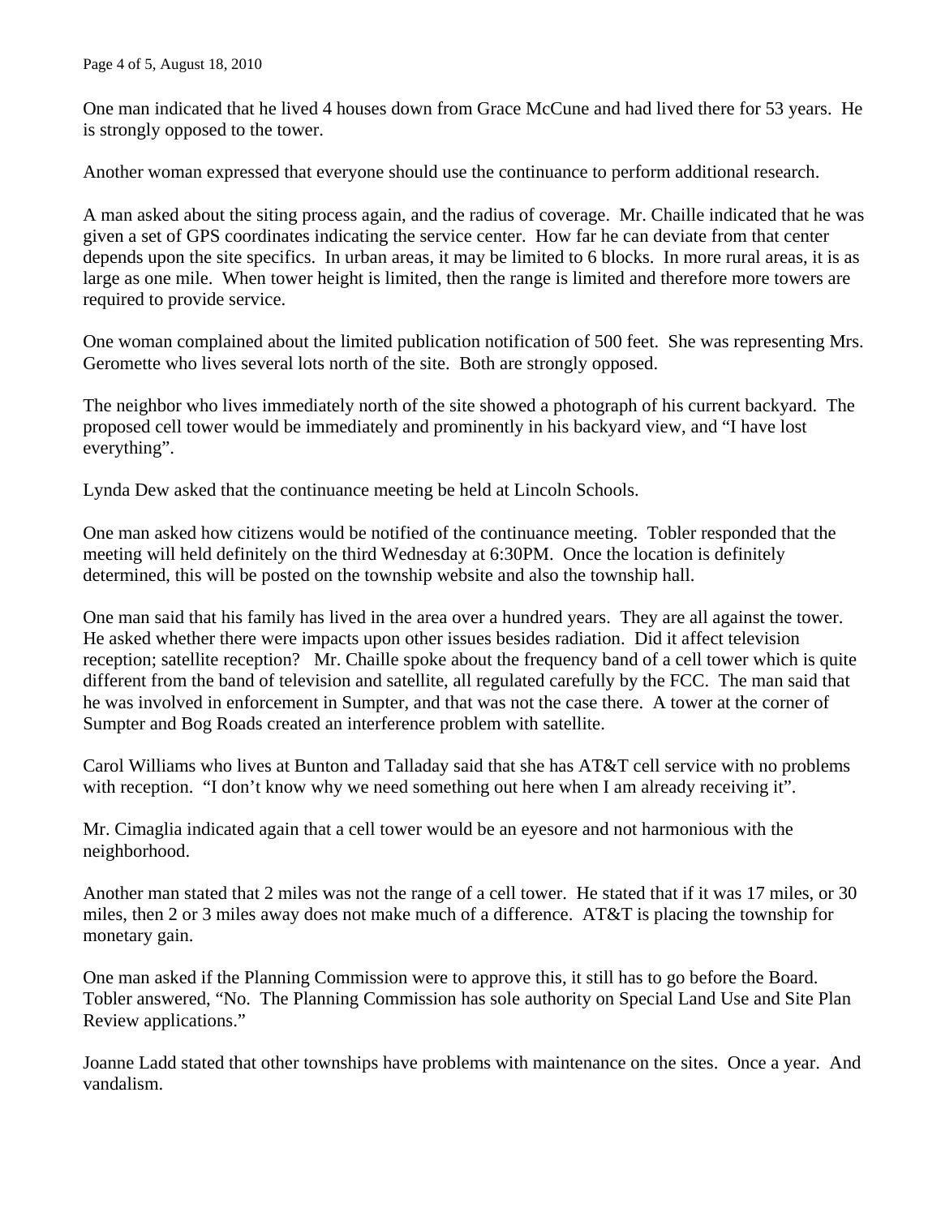One man indicated that he lived 4 houses down from Grace McCune and had lived there for 53 years. He is strongly opposed to the tower.

Another woman expressed that everyone should use the continuance to perform additional research.

A man asked about the siting process again, and the radius of coverage. Mr. Chaille indicated that he was given a set of GPS coordinates indicating the service center. How far he can deviate from that center depends upon the site specifics. In urban areas, it may be limited to 6 blocks. In more rural areas, it is as large as one mile. When tower height is limited, then the range is limited and therefore more towers are required to provide service.

One woman complained about the limited publication notification of 500 feet. She was representing Mrs. Geromette who lives several lots north of the site. Both are strongly opposed.

The neighbor who lives immediately north of the site showed a photograph of his current backyard. The proposed cell tower would be immediately and prominently in his backyard view, and "I have lost everything".

Lynda Dew asked that the continuance meeting be held at Lincoln Schools.

One man asked how citizens would be notified of the continuance meeting. Tobler responded that the meeting will held definitely on the third Wednesday at 6:30PM. Once the location is definitely determined, this will be posted on the township website and also the township hall.

One man said that his family has lived in the area over a hundred years. They are all against the tower. He asked whether there were impacts upon other issues besides radiation. Did it affect television reception; satellite reception? Mr. Chaille spoke about the frequency band of a cell tower which is quite different from the band of television and satellite, all regulated carefully by the FCC. The man said that he was involved in enforcement in Sumpter, and that was not the case there. A tower at the corner of Sumpter and Bog Roads created an interference problem with satellite.

Carol Williams who lives at Bunton and Talladay said that she has AT&T cell service with no problems with reception. "I don't know why we need something out here when I am already receiving it".

Mr. Cimaglia indicated again that a cell tower would be an eyesore and not harmonious with the neighborhood.

Another man stated that 2 miles was not the range of a cell tower. He stated that if it was 17 miles, or 30 miles, then 2 or 3 miles away does not make much of a difference. AT&T is placing the township for monetary gain.

One man asked if the Planning Commission were to approve this, it still has to go before the Board. Tobler answered, "No. The Planning Commission has sole authority on Special Land Use and Site Plan Review applications."

Joanne Ladd stated that other townships have problems with maintenance on the sites. Once a year. And vandalism.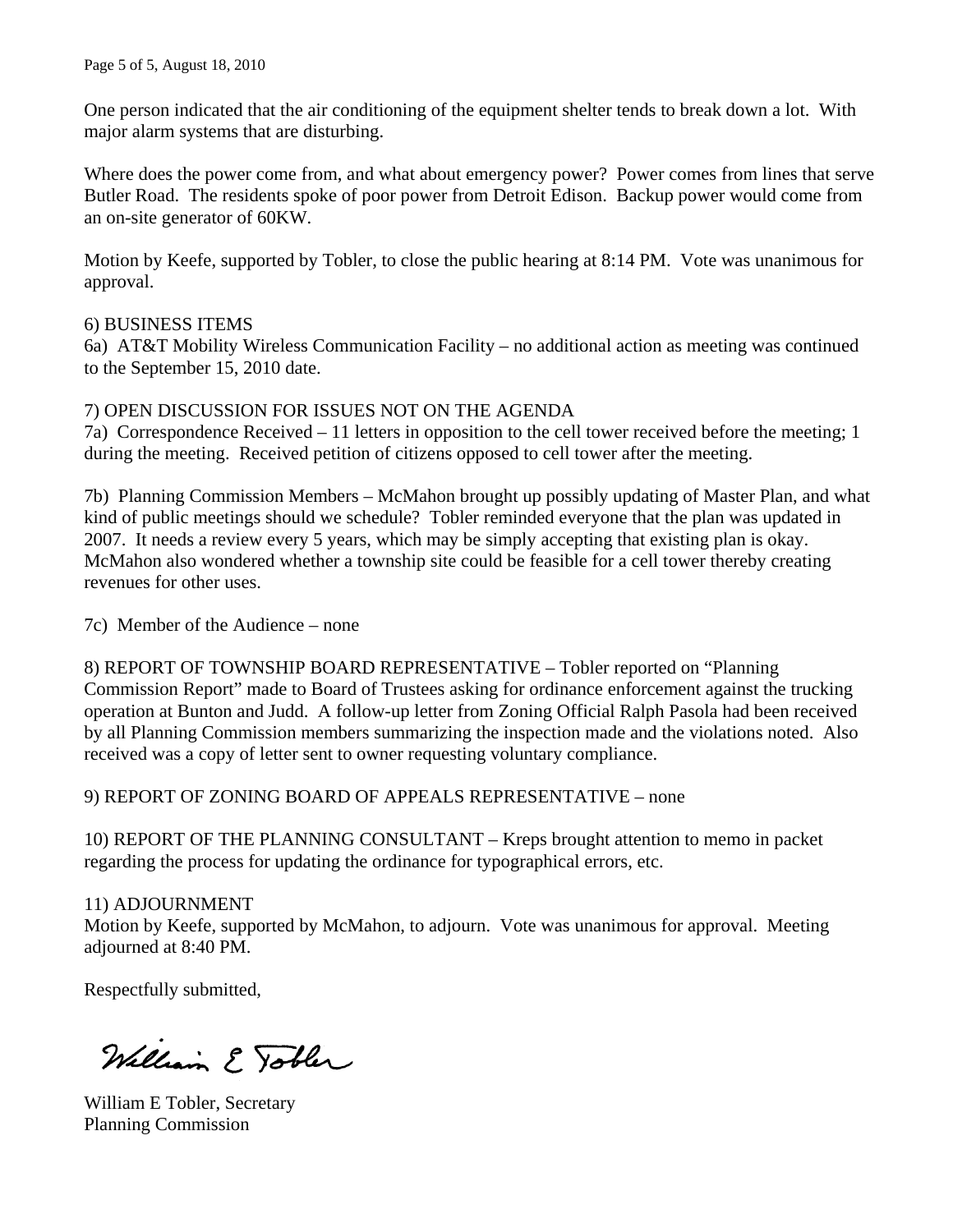One person indicated that the air conditioning of the equipment shelter tends to break down a lot. With major alarm systems that are disturbing.

Where does the power come from, and what about emergency power? Power comes from lines that serve Butler Road. The residents spoke of poor power from Detroit Edison. Backup power would come from an on-site generator of 60KW.

Motion by Keefe, supported by Tobler, to close the public hearing at 8:14 PM. Vote was unanimous for approval.

6) BUSINESS ITEMS
6a) AT&T Mobility Wireless Communication Facility – no additional action as meeting was continued to the September 15, 2010 date.

7) OPEN DISCUSSION FOR ISSUES NOT ON THE AGENDA
7a) Correspondence Received – 11 letters in opposition to the cell tower received before the meeting; 1 during the meeting. Received petition of citizens opposed to cell tower after the meeting.

7b) Planning Commission Members – McMahon brought up possibly updating of Master Plan, and what kind of public meetings should we schedule? Tobler reminded everyone that the plan was updated in 2007. It needs a review every 5 years, which may be simply accepting that existing plan is okay. McMahon also wondered whether a township site could be feasible for a cell tower thereby creating revenues for other uses.

7c) Member of the Audience – none

8) REPORT OF TOWNSHIP BOARD REPRESENTATIVE – Tobler reported on "Planning Commission Report" made to Board of Trustees asking for ordinance enforcement against the trucking operation at Bunton and Judd. A follow-up letter from Zoning Official Ralph Pasola had been received by all Planning Commission members summarizing the inspection made and the violations noted. Also received was a copy of letter sent to owner requesting voluntary compliance.

9) REPORT OF ZONING BOARD OF APPEALS REPRESENTATIVE – none

10) REPORT OF THE PLANNING CONSULTANT – Kreps brought attention to memo in packet regarding the process for updating the ordinance for typographical errors, etc.

11) ADJOURNMENT
Motion by Keefe, supported by McMahon, to adjourn. Vote was unanimous for approval. Meeting adjourned at 8:40 PM.

Respectfully submitted,

William E Tobler

William E Tobler, Secretary
Planning Commission